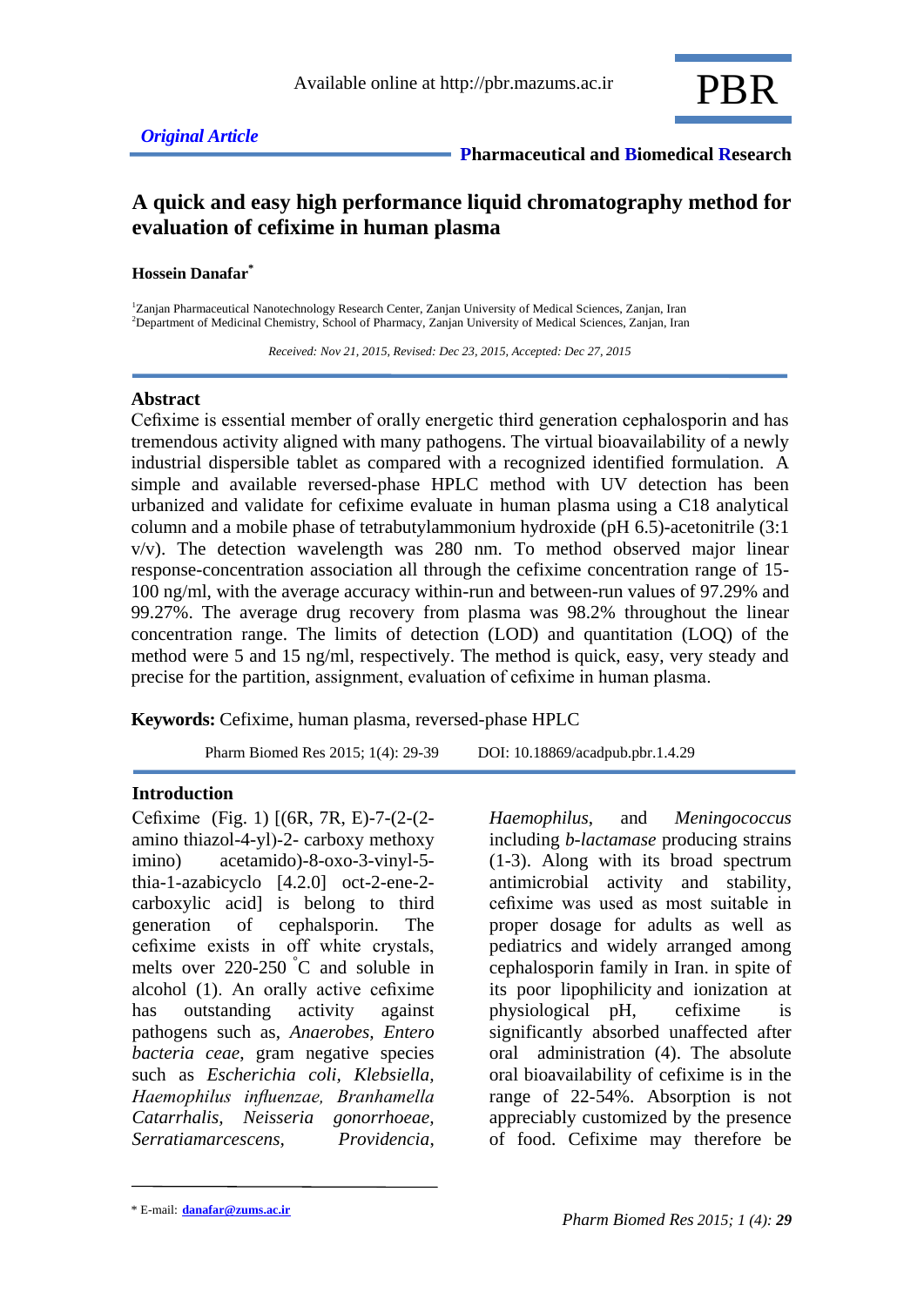Available online at http://pbr.mazums.ac.ir

*Original Article*

**Pharmaceutical and Biomedical Research**

# A quick and easy high performance liquid chromatography method for evaluation of cefixime in human plasma

**Hossein Danafar***

[1]Zanjan Pharmaceutical Nanotechnology Research Center, Zanjan University of Medical Sciences, Zanjan, Iran
[2]Department of Medicinal Chemistry, School of Pharmacy, Zanjan University of Medical Sciences, Zanjan, Iran

*Received: Nov 21, 2015, Revised: Dec 23, 2015, Accepted: Dec 27, 2015*

## Abstract

Cefixime is essential member of orally energetic third generation cephalosporin and has tremendous activity aligned with many pathogens. The virtual bioavailability of a newly industrial dispersible tablet as compared with a recognized identified formulation. A simple and available reversed-phase HPLC method with UV detection has been urbanized and validate for cefixime evaluate in human plasma using a C18 analytical column and a mobile phase of tetrabutylammonium hydroxide (pH 6.5)-acetonitrile (3:1 v/v). The detection wavelength was 280 nm. To method observed major linear response-concentration association all through the cefixime concentration range of 15-100 ng/ml, with the average accuracy within-run and between-run values of 97.29% and 99.27%. The average drug recovery from plasma was 98.2% throughout the linear concentration range. The limits of detection (LOD) and quantitation (LOQ) of the method were 5 and 15 ng/ml, respectively. The method is quick, easy, very steady and precise for the partition, assignment, evaluation of cefixime in human plasma.

**Keywords:** Cefixime, human plasma, reversed-phase HPLC

Pharm Biomed Res 2015; 1(4): 29-39 DOI: 10.18869/acadpub.pbr.1.4.29

## Introduction

Cefixime (Fig. 1) [(6R, 7R, E)-7-(2-(2-amino thiazol-4-yl)-2- carboxy methoxy imino) acetamido)-8-oxo-3-vinyl-5-thia-1-azabicyclo [4.2.0] oct-2-ene-2-carboxylic acid] is belong to third generation of cephalsporin. The cefixime exists in off white crystals, melts over 220-250 °C and soluble in alcohol (1). An orally active cefixime has outstanding activity against pathogens such as, *Anaerobes, Entero bacteria ceae*, gram negative species such as *Escherichia coli, Klebsiella, Haemophilus influenzae, Branhamella Catarrhalis, Neisseria gonorrhoeae, Serratiamarcescens, Providencia, Haemophilus*, and *Meningococcus* including *b-lactamase* producing strains (1-3). Along with its broad spectrum antimicrobial activity and stability, cefixime was used as most suitable in proper dosage for adults as well as pediatrics and widely arranged among cephalosporin family in Iran. in spite of its poor lipophilicity and ionization at physiological pH, cefixime is significantly absorbed unaffected after oral administration (4). The absolute oral bioavailability of cefixime is in the range of 22-54%. Absorption is not appreciably customized by the presence of food. Cefixime may therefore be

* E-mail: danafar@zums.ac.ir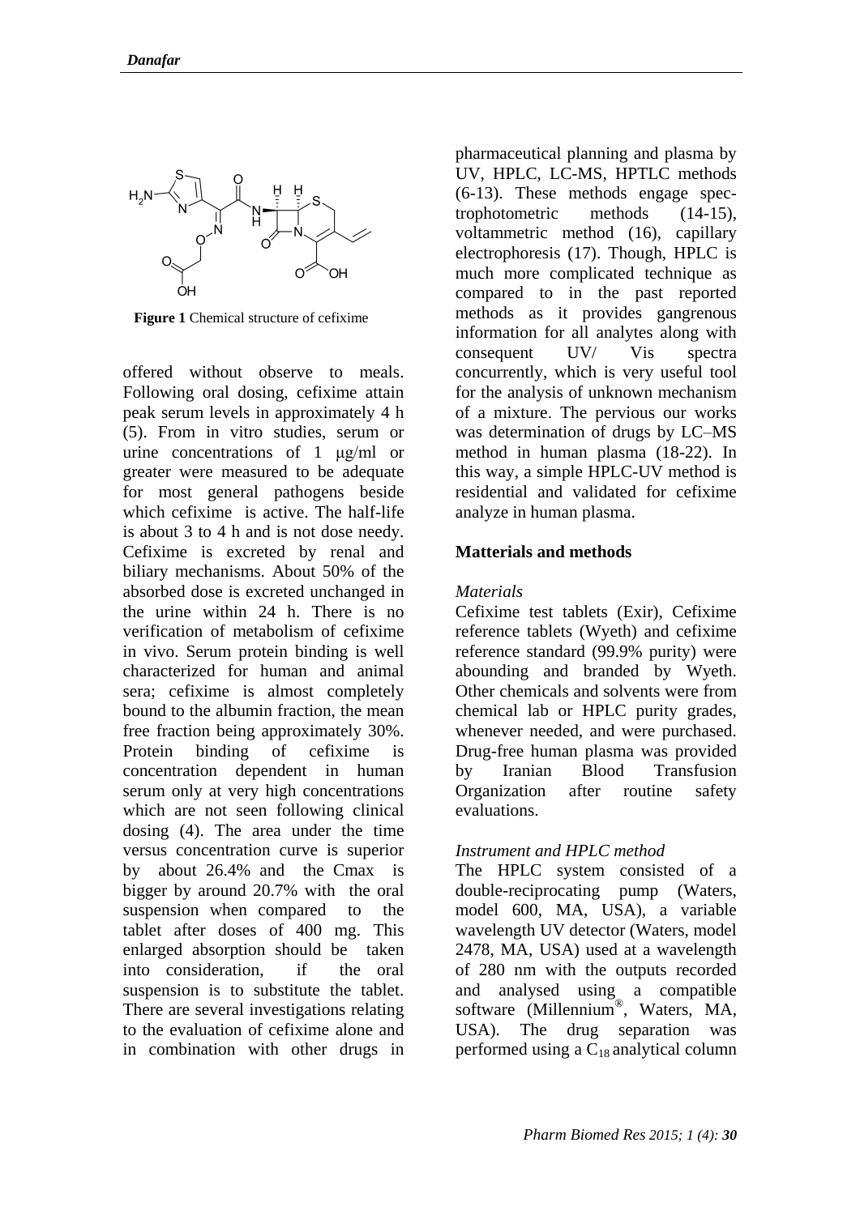**Figure 1** Chemical structure of cefixime

offered without observe to meals. Following oral dosing, cefixime attain peak serum levels in approximately 4 h (5). From in vitro studies, serum or urine concentrations of 1 μg/ml or greater were measured to be adequate for most general pathogens beside which cefixime is active. The half-life is about 3 to 4 h and is not dose needy. Cefixime is excreted by renal and biliary mechanisms. About 50% of the absorbed dose is excreted unchanged in the urine within 24 h. There is no verification of metabolism of cefixime in vivo. Serum protein binding is well characterized for human and animal sera; cefixime is almost completely bound to the albumin fraction, the mean free fraction being approximately 30%. Protein binding of cefixime is concentration dependent in human serum only at very high concentrations which are not seen following clinical dosing (4). The area under the time versus concentration curve is superior by about 26.4% and the Cmax is bigger by around 20.7% with the oral suspension when compared to the tablet after doses of 400 mg. This enlarged absorption should be taken into consideration, if the oral suspension is to substitute the tablet. There are several investigations relating to the evaluation of cefixime alone and in combination with other drugs in pharmaceutical planning and plasma by UV, HPLC, LC-MS, HPTLC methods (6-13). These methods engage spectrophotometric methods (14-15), voltammetric method (16), capillary electrophoresis (17). Though, HPLC is much more complicated technique as compared to in the past reported methods as it provides gangrenous information for all analytes along with consequent UV/ Vis spectra concurrently, which is very useful tool for the analysis of unknown mechanism of a mixture. The pervious our works was determination of drugs by LC–MS method in human plasma (18-22). In this way, a simple HPLC-UV method is residential and validated for cefixime analyze in human plasma.

## Matterials and methods

### *Materials*

Cefixime test tablets (Exir), Cefixime reference tablets (Wyeth) and cefixime reference standard (99.9% purity) were abounding and branded by Wyeth. Other chemicals and solvents were from chemical lab or HPLC purity grades, whenever needed, and were purchased. Drug-free human plasma was provided by Iranian Blood Transfusion Organization after routine safety evaluations.

### *Instrument and HPLC method*

The HPLC system consisted of a double-reciprocating pump (Waters, model 600, MA, USA), a variable wavelength UV detector (Waters, model 2478, MA, USA) used at a wavelength of 280 nm with the outputs recorded and analysed using a compatible software (Millennium®, Waters, MA, USA). The drug separation was performed using a $C_{18}$ analytical column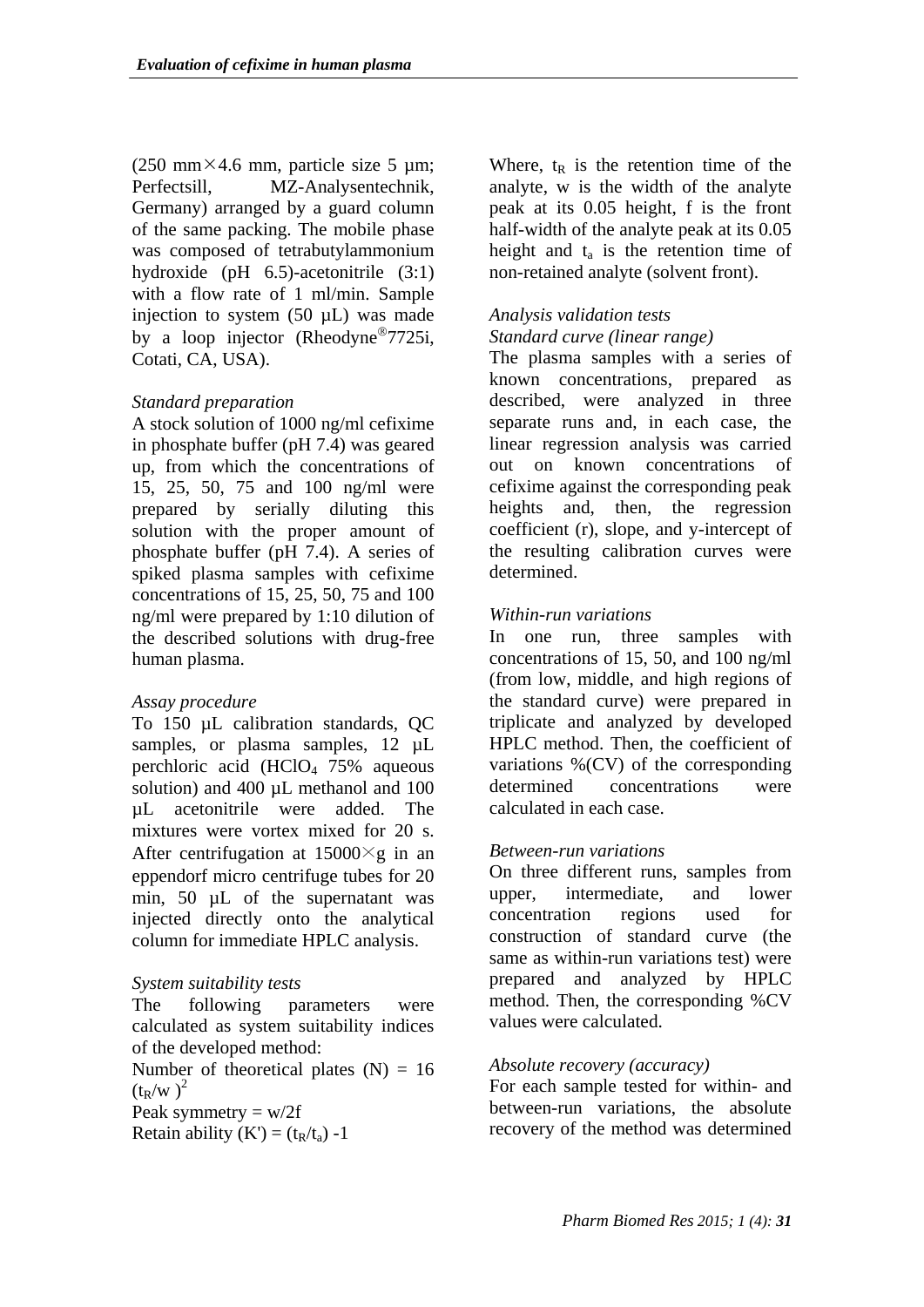(250 mm×4.6 mm, particle size 5 µm; Perfectsill, MZ-Analysentechnik, Germany) arranged by a guard column of the same packing. The mobile phase was composed of tetrabutylammonium hydroxide (pH 6.5)-acetonitrile (3:1) with a flow rate of 1 ml/min. Sample injection to system (50 µL) was made by a loop injector (Rheodyne® 7725i, Cotati, CA, USA).

*Standard preparation*

A stock solution of 1000 ng/ml cefixime in phosphate buffer (pH 7.4) was geared up, from which the concentrations of 15, 25, 50, 75 and 100 ng/ml were prepared by serially diluting this solution with the proper amount of phosphate buffer (pH 7.4). A series of spiked plasma samples with cefixime concentrations of 15, 25, 50, 75 and 100 ng/ml were prepared by 1:10 dilution of the described solutions with drug-free human plasma.

*Assay procedure*

To 150 µL calibration standards, QC samples, or plasma samples, 12 µL perchloric acid ($HClO_4$ 75% aqueous solution) and 400 µL methanol and 100 µL acetonitrile were added. The mixtures were vortex mixed for 20 s. After centrifugation at 15000×g in an eppendorf micro centrifuge tubes for 20 min, 50 µL of the supernatant was injected directly onto the analytical column for immediate HPLC analysis.

*System suitability tests*

The following parameters were calculated as system suitability indices of the developed method:

Number of theoretical plates $(N) = 16\ (t_R/w)^2$

Peak symmetry $= w/2f$

Retain ability $(K') = (t_R/t_a) - 1$

Where, $t_R$ is the retention time of the analyte, w is the width of the analyte peak at its 0.05 height, f is the front half-width of the analyte peak at its 0.05 height and $t_a$ is the retention time of non-retained analyte (solvent front).

*Analysis validation tests*

*Standard curve (linear range)*

The plasma samples with a series of known concentrations, prepared as described, were analyzed in three separate runs and, in each case, the linear regression analysis was carried out on known concentrations of cefixime against the corresponding peak heights and, then, the regression coefficient (r), slope, and y-intercept of the resulting calibration curves were determined.

*Within-run variations*

In one run, three samples with concentrations of 15, 50, and 100 ng/ml (from low, middle, and high regions of the standard curve) were prepared in triplicate and analyzed by developed HPLC method. Then, the coefficient of variations %(CV) of the corresponding determined concentrations were calculated in each case.

*Between-run variations*

On three different runs, samples from upper, intermediate, and lower concentration regions used for construction of standard curve (the same as within-run variations test) were prepared and analyzed by HPLC method. Then, the corresponding %CV values were calculated.

*Absolute recovery (accuracy)*

For each sample tested for within- and between-run variations, the absolute recovery of the method was determined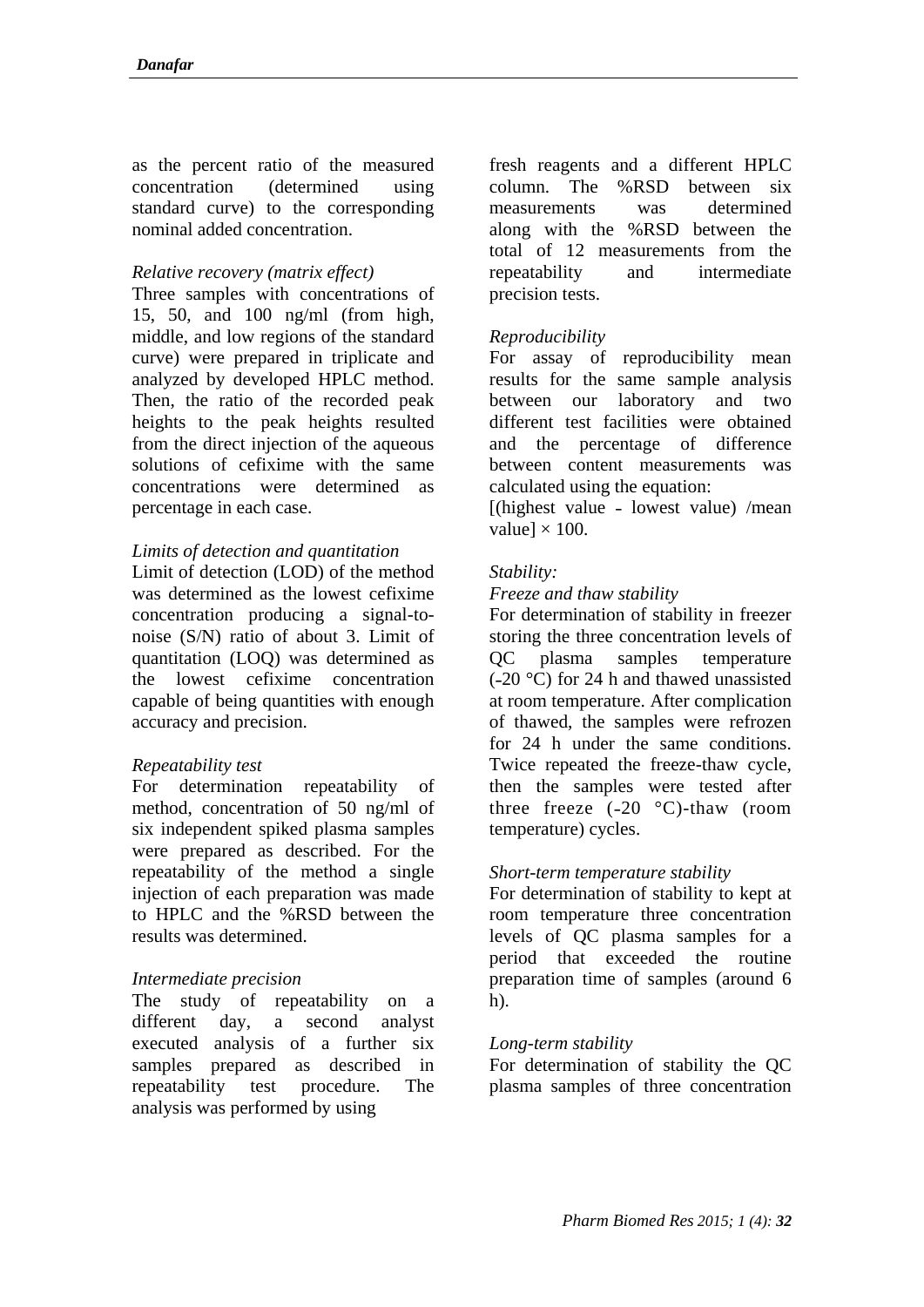as the percent ratio of the measured concentration (determined using standard curve) to the corresponding nominal added concentration.

*Relative recovery (matrix effect)*

Three samples with concentrations of 15, 50, and 100 ng/ml (from high, middle, and low regions of the standard curve) were prepared in triplicate and analyzed by developed HPLC method. Then, the ratio of the recorded peak heights to the peak heights resulted from the direct injection of the aqueous solutions of cefixime with the same concentrations were determined as percentage in each case.

*Limits of detection and quantitation*

Limit of detection (LOD) of the method was determined as the lowest cefixime concentration producing a signal-to-noise (S/N) ratio of about 3. Limit of quantitation (LOQ) was determined as the lowest cefixime concentration capable of being quantities with enough accuracy and precision.

*Repeatability test*

For determination repeatability of method, concentration of 50 ng/ml of six independent spiked plasma samples were prepared as described. For the repeatability of the method a single injection of each preparation was made to HPLC and the %RSD between the results was determined.

*Intermediate precision*

The study of repeatability on a different day, a second analyst executed analysis of a further six samples prepared as described in repeatability test procedure. The analysis was performed by using fresh reagents and a different HPLC column. The %RSD between six measurements was determined along with the %RSD between the total of 12 measurements from the repeatability and intermediate precision tests.

*Reproducibility*

For assay of reproducibility mean results for the same sample analysis between our laboratory and two different test facilities were obtained and the percentage of difference between content measurements was calculated using the equation:

[(highest value - lowest value) /mean value] $\times$ 100.

*Stability:*

*Freeze and thaw stability*

For determination of stability in freezer storing the three concentration levels of QC plasma samples temperature (-20 °C) for 24 h and thawed unassisted at room temperature. After complication of thawed, the samples were refrozen for 24 h under the same conditions. Twice repeated the freeze-thaw cycle, then the samples were tested after three freeze (-20 °C)-thaw (room temperature) cycles.

*Short-term temperature stability*

For determination of stability to kept at room temperature three concentration levels of QC plasma samples for a period that exceeded the routine preparation time of samples (around 6 h).

*Long-term stability*

For determination of stability the QC plasma samples of three concentration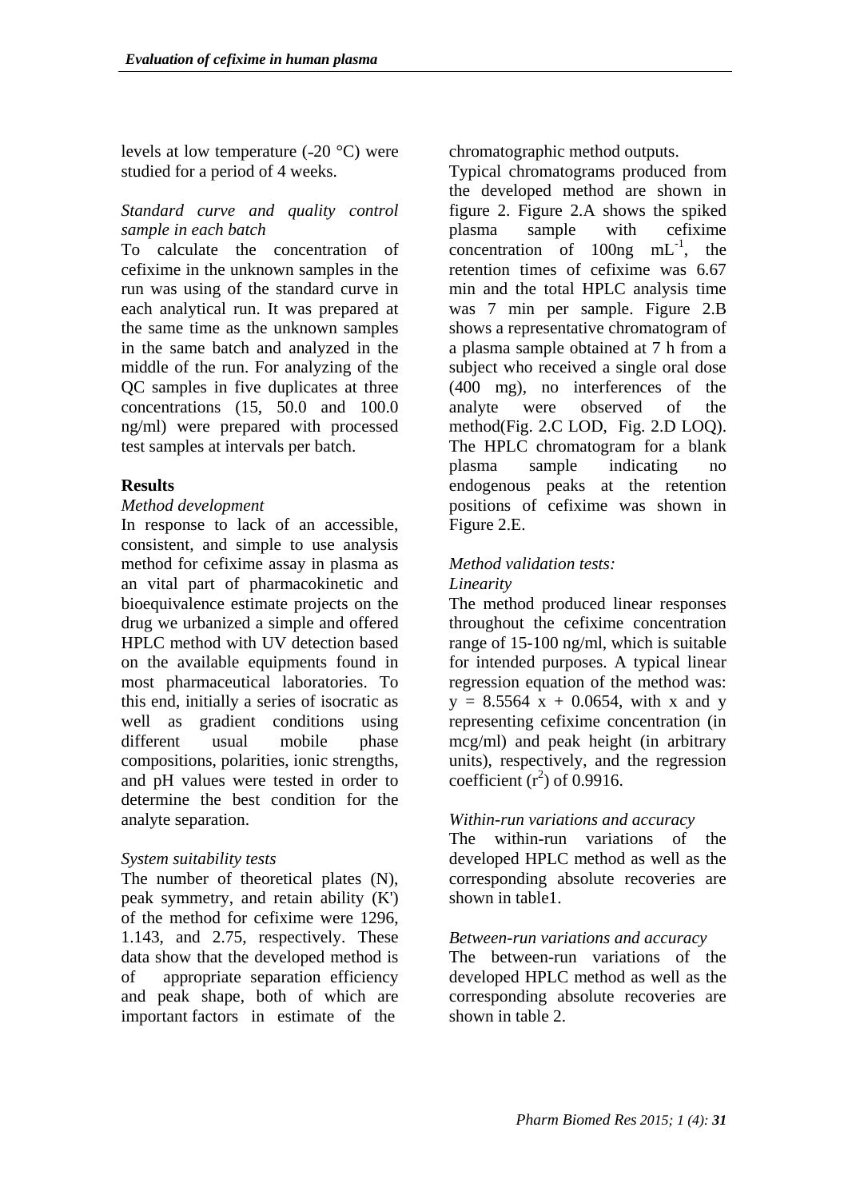levels at low temperature (-20 °C) were studied for a period of 4 weeks.

*Standard curve and quality control sample in each batch*

To calculate the concentration of cefixime in the unknown samples in the run was using of the standard curve in each analytical run. It was prepared at the same time as the unknown samples in the same batch and analyzed in the middle of the run. For analyzing of the QC samples in five duplicates at three concentrations (15, 50.0 and 100.0 ng/ml) were prepared with processed test samples at intervals per batch.

## Results

*Method development*

In response to lack of an accessible, consistent, and simple to use analysis method for cefixime assay in plasma as an vital part of pharmacokinetic and bioequivalence estimate projects on the drug we urbanized a simple and offered HPLC method with UV detection based on the available equipments found in most pharmaceutical laboratories. To this end, initially a series of isocratic as well as gradient conditions using different usual mobile phase compositions, polarities, ionic strengths, and pH values were tested in order to determine the best condition for the analyte separation.

*System suitability tests*

The number of theoretical plates (N), peak symmetry, and retain ability (K') of the method for cefixime were 1296, 1.143, and 2.75, respectively. These data show that the developed method is of appropriate separation efficiency and peak shape, both of which are important factors in estimate of the chromatographic method outputs.

Typical chromatograms produced from the developed method are shown in figure 2. Figure 2.A shows the spiked plasma sample with cefixime concentration of 100ng $mL^{-1}$, the retention times of cefixime was 6.67 min and the total HPLC analysis time was 7 min per sample. Figure 2.B shows a representative chromatogram of a plasma sample obtained at 7 h from a subject who received a single oral dose (400 mg), no interferences of the analyte were observed of the method(Fig. 2.C LOD, Fig. 2.D LOQ). The HPLC chromatogram for a blank plasma sample indicating no endogenous peaks at the retention positions of cefixime was shown in Figure 2.E.

*Method validation tests:*

*Linearity*

The method produced linear responses throughout the cefixime concentration range of 15-100 ng/ml, which is suitable for intended purposes. A typical linear regression equation of the method was: $y = 8.5564\ x + 0.0654$, with x and y representing cefixime concentration (in mcg/ml) and peak height (in arbitrary units), respectively, and the regression coefficient ($r^2$) of 0.9916.

*Within-run variations and accuracy*

The within-run variations of the developed HPLC method as well as the corresponding absolute recoveries are shown in table1.

*Between-run variations and accuracy*

The between-run variations of the developed HPLC method as well as the corresponding absolute recoveries are shown in table 2.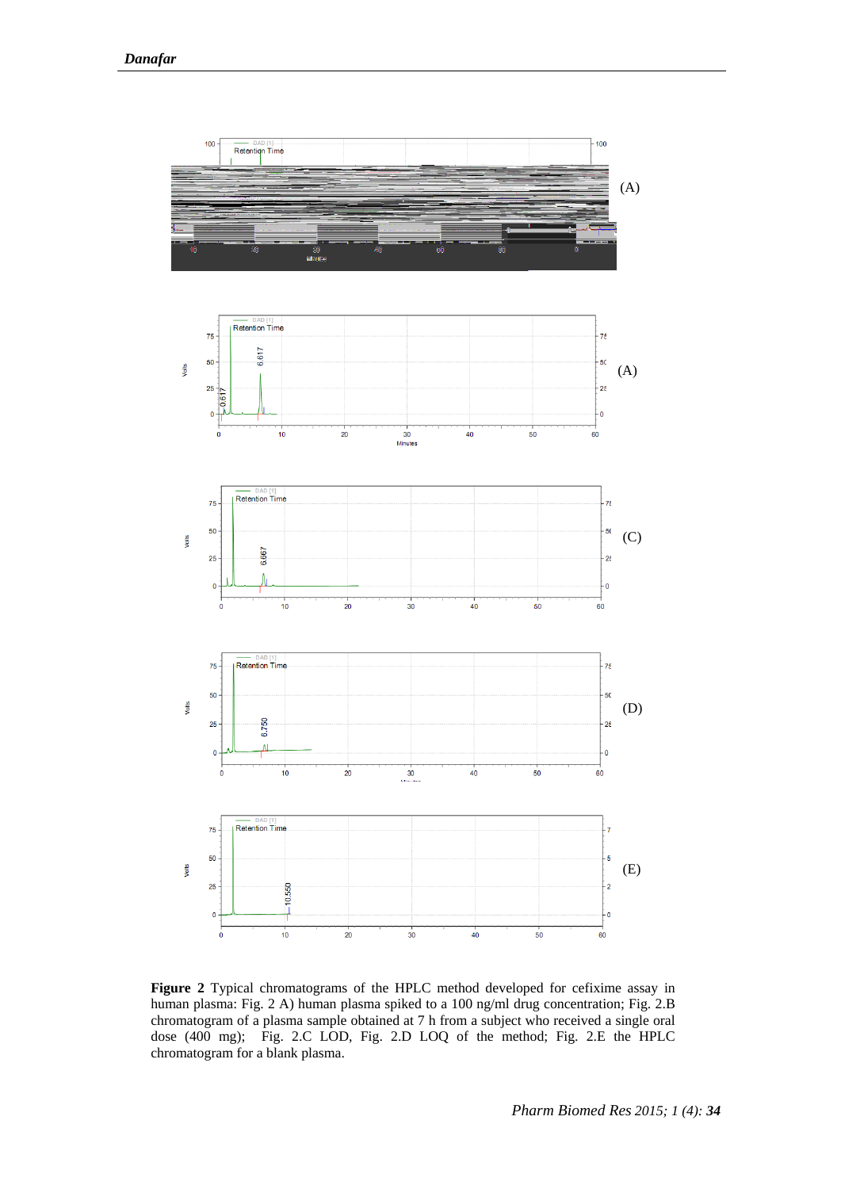**Figure 2** Typical chromatograms of the HPLC method developed for cefixime assay in human plasma: Fig. 2 A) human plasma spiked to a 100 ng/ml drug concentration; Fig. 2.B chromatogram of a plasma sample obtained at 7 h from a subject who received a single oral dose (400 mg); Fig. 2.C LOD, Fig. 2.D LOQ of the method; Fig. 2.E the HPLC chromatogram for a blank plasma.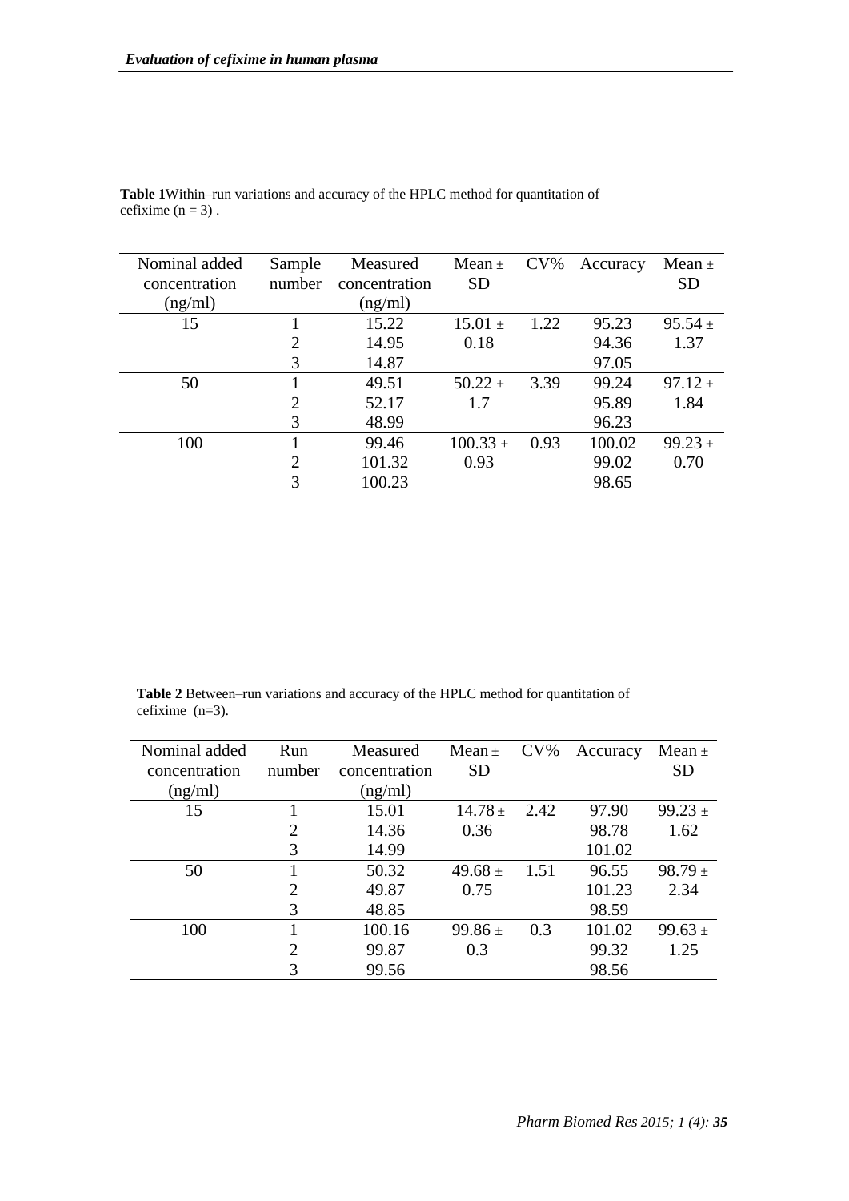**Table 1** Within–run variations and accuracy of the HPLC method for quantitation of cefixime (n = 3) .

| Nominal added concentration (ng/ml) | Sample number | Measured concentration (ng/ml) | Mean ± SD | CV% | Accuracy | Mean ± SD |
|---|---|---|---|---|---|---|
| 15 | 1 | 15.22 | 15.01 ± 0.18 | 1.22 | 95.23 | 95.54 ± 1.37 |
| | 2 | 14.95 | | | 94.36 | |
| | 3 | 14.87 | | | 97.05 | |
| 50 | 1 | 49.51 | 50.22 ± 1.7 | 3.39 | 99.24 | 97.12 ± 1.84 |
| | 2 | 52.17 | | | 95.89 | |
| | 3 | 48.99 | | | 96.23 | |
| 100 | 1 | 99.46 | 100.33 ± 0.93 | 0.93 | 100.02 | 99.23 ± 0.70 |
| | 2 | 101.32 | | | 99.02 | |
| | 3 | 100.23 | | | 98.65 | |

**Table 2** Between–run variations and accuracy of the HPLC method for quantitation of cefixime (n=3).

| Nominal added concentration (ng/ml) | Run number | Measured concentration (ng/ml) | Mean ± SD | CV% | Accuracy | Mean ± SD |
|---|---|---|---|---|---|---|
| 15 | 1 | 15.01 | 14.78 ± 0.36 | 2.42 | 97.90 | 99.23 ± 1.62 |
| | 2 | 14.36 | | | 98.78 | |
| | 3 | 14.99 | | | 101.02 | |
| 50 | 1 | 50.32 | 49.68 ± 0.75 | 1.51 | 96.55 | 98.79 ± 2.34 |
| | 2 | 49.87 | | | 101.23 | |
| | 3 | 48.85 | | | 98.59 | |
| 100 | 1 | 100.16 | 99.86 ± 0.3 | 0.3 | 101.02 | 99.63 ± 1.25 |
| | 2 | 99.87 | | | 99.32 | |
| | 3 | 99.56 | | | 98.56 | |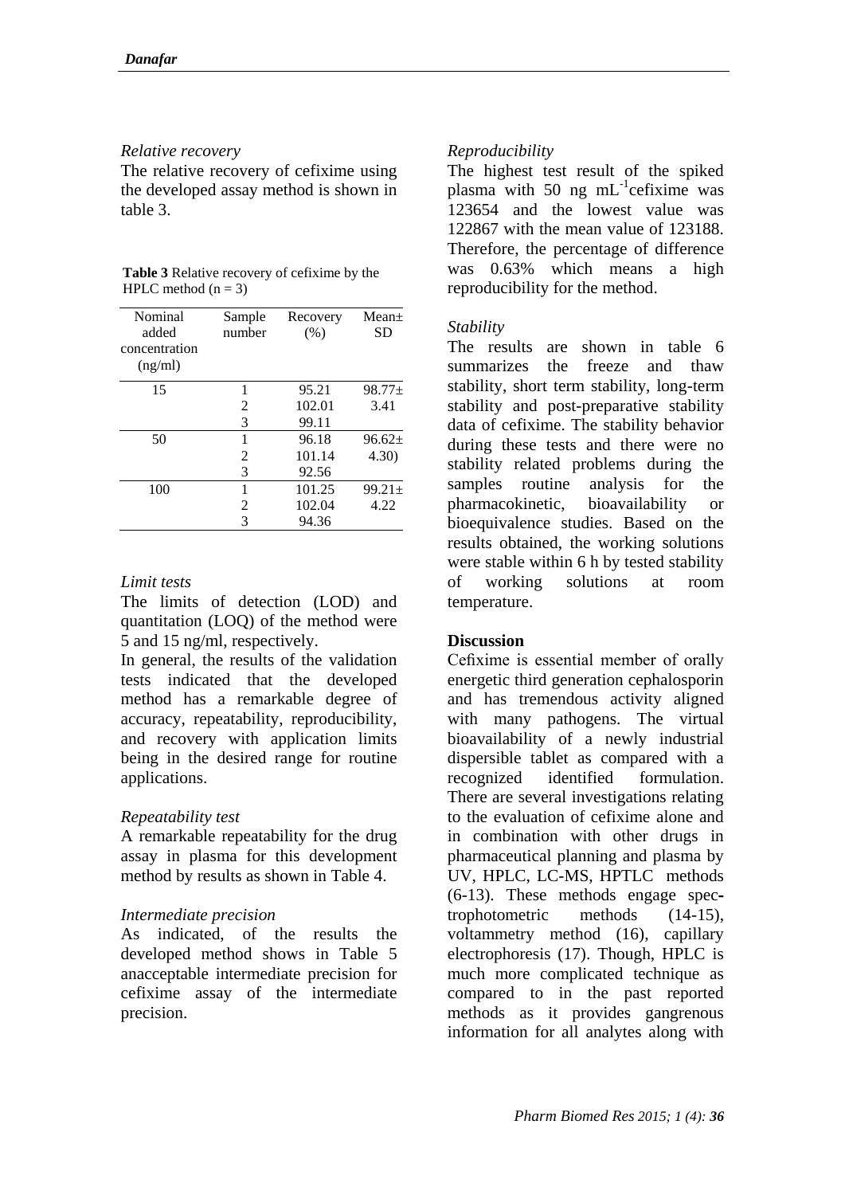*Relative recovery*

The relative recovery of cefixime using the developed assay method is shown in table 3.

**Table 3** Relative recovery of cefixime by the HPLC method (n = 3)

| Nominal added concentration (ng/ml) | Sample number | Recovery (%) | Mean± SD |
|---|---|---|---|
| 15 | 1 | 95.21 | 98.77± 3.41 |
| | 2 | 102.01 | |
| | 3 | 99.11 | |
| 50 | 1 | 96.18 | 96.62± 4.30) |
| | 2 | 101.14 | |
| | 3 | 92.56 | |
| 100 | 1 | 101.25 | 99.21± 4.22 |
| | 2 | 102.04 | |
| | 3 | 94.36 | |

*Limit tests*

The limits of detection (LOD) and quantitation (LOQ) of the method were 5 and 15 ng/ml, respectively.

In general, the results of the validation tests indicated that the developed method has a remarkable degree of accuracy, repeatability, reproducibility, and recovery with application limits being in the desired range for routine applications.

*Repeatability test*

A remarkable repeatability for the drug assay in plasma for this development method by results as shown in Table 4.

*Intermediate precision*

As indicated, of the results the developed method shows in Table 5 anacceptable intermediate precision for cefixime assay of the intermediate precision.

*Reproducibility*

The highest test result of the spiked plasma with 50 ng $mL^{-1}$cefixime was 123654 and the lowest value was 122867 with the mean value of 123188. Therefore, the percentage of difference was 0.63% which means a high reproducibility for the method.

*Stability*

The results are shown in table 6 summarizes the freeze and thaw stability, short term stability, long-term stability and post-preparative stability data of cefixime. The stability behavior during these tests and there were no stability related problems during the samples routine analysis for the pharmacokinetic, bioavailability or bioequivalence studies. Based on the results obtained, the working solutions were stable within 6 h by tested stability of working solutions at room temperature.

## Discussion

Cefixime is essential member of orally energetic third generation cephalosporin and has tremendous activity aligned with many pathogens. The virtual bioavailability of a newly industrial dispersible tablet as compared with a recognized identified formulation. There are several investigations relating to the evaluation of cefixime alone and in combination with other drugs in pharmaceutical planning and plasma by UV, HPLC, LC-MS, HPTLC methods (6-13). These methods engage spectrophotometric methods (14-15), voltammetry method (16), capillary electrophoresis (17). Though, HPLC is much more complicated technique as compared to in the past reported methods as it provides gangrenous information for all analytes along with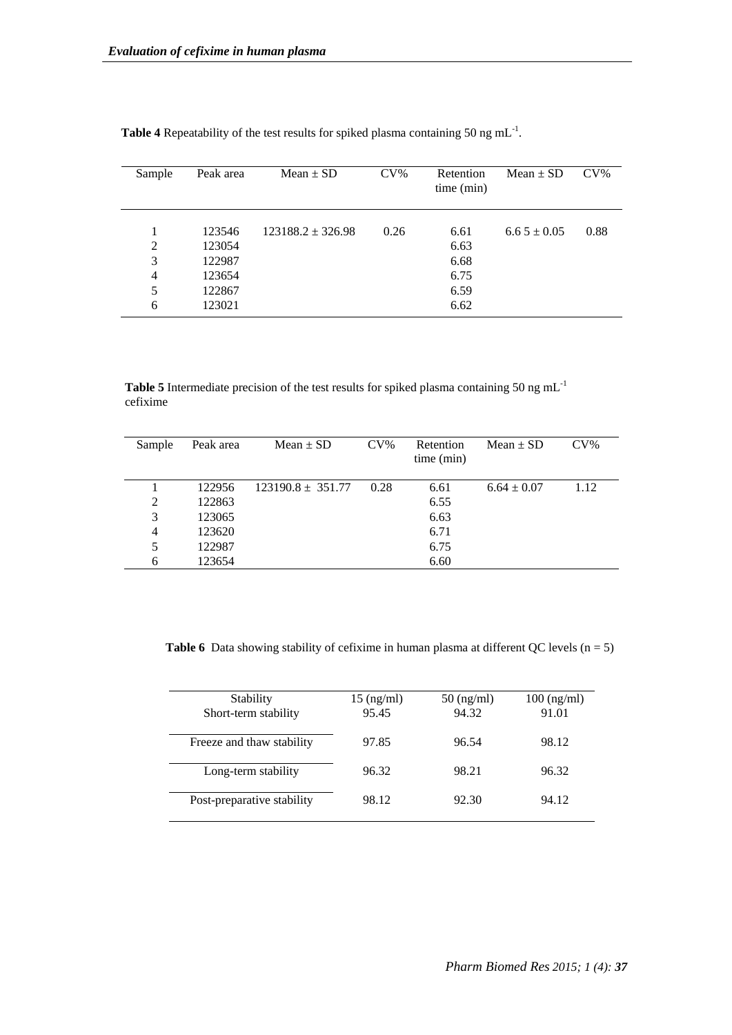**Table 4** Repeatability of the test results for spiked plasma containing 50 ng $mL^{-1}$.

| Sample | Peak area | Mean ± SD | CV% | Retention time (min) | Mean ± SD | CV% |
|---|---|---|---|---|---|---|
| 1 | 123546 | 123188.2 ± 326.98 | 0.26 | 6.61 | 6.6 5 ± 0.05 | 0.88 |
| 2 | 123054 | | | 6.63 | | |
| 3 | 122987 | | | 6.68 | | |
| 4 | 123654 | | | 6.75 | | |
| 5 | 122867 | | | 6.59 | | |
| 6 | 123021 | | | 6.62 | | |

**Table 5** Intermediate precision of the test results for spiked plasma containing 50 ng $mL^{-1}$ cefixime

| Sample | Peak area | Mean ± SD | CV% | Retention time (min) | Mean ± SD | CV% |
|---|---|---|---|---|---|---|
| 1 | 122956 | 123190.8 ± 351.77 | 0.28 | 6.61 | 6.64 ± 0.07 | 1.12 |
| 2 | 122863 | | | 6.55 | | |
| 3 | 123065 | | | 6.63 | | |
| 4 | 123620 | | | 6.71 | | |
| 5 | 122987 | | | 6.75 | | |
| 6 | 123654 | | | 6.60 | | |

**Table 6** Data showing stability of cefixime in human plasma at different QC levels (n = 5)

| Stability | 15 (ng/ml) | 50 (ng/ml) | 100 (ng/ml) |
|---|---|---|---|
| Short-term stability | 95.45 | 94.32 | 91.01 |
| Freeze and thaw stability | 97.85 | 96.54 | 98.12 |
| Long-term stability | 96.32 | 98.21 | 96.32 |
| Post-preparative stability | 98.12 | 92.30 | 94.12 |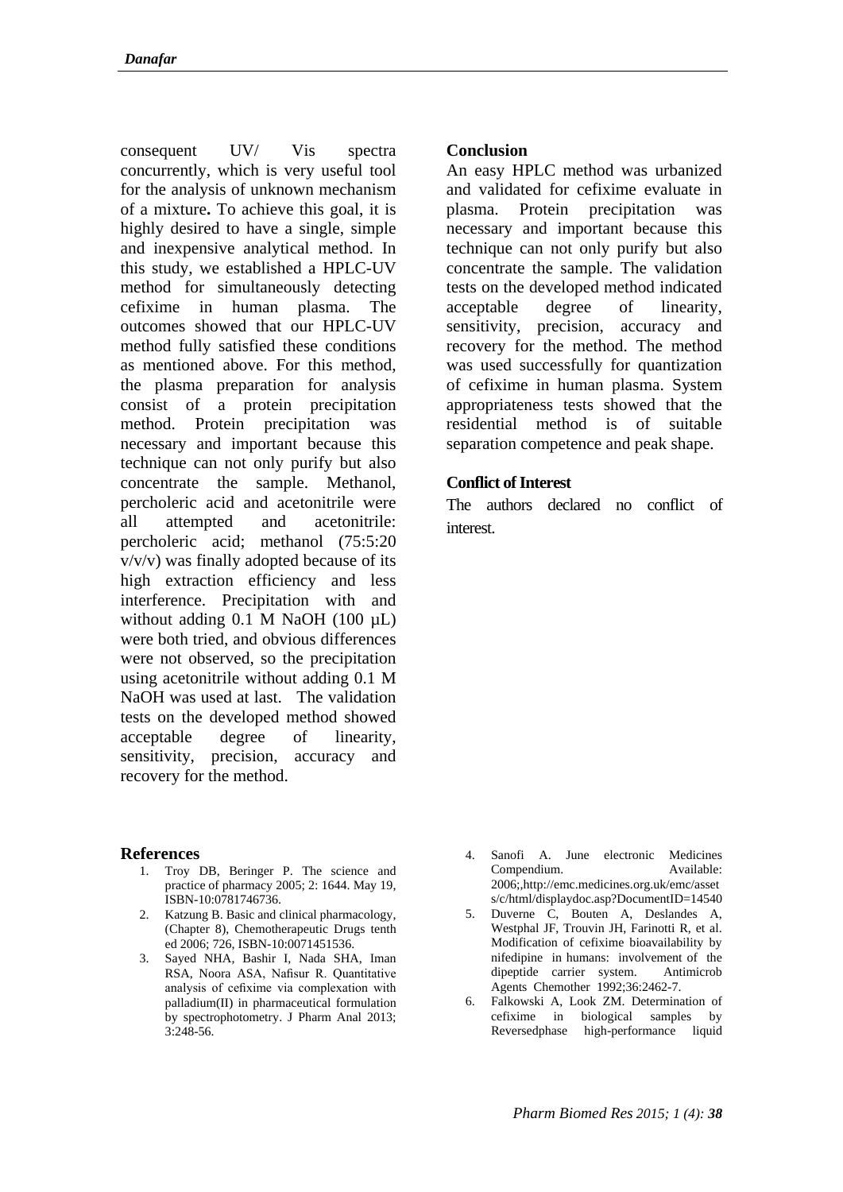consequent UV/ Vis spectra concurrently, which is very useful tool for the analysis of unknown mechanism of a mixture**.** To achieve this goal, it is highly desired to have a single, simple and inexpensive analytical method. In this study, we established a HPLC-UV method for simultaneously detecting cefixime in human plasma. The outcomes showed that our HPLC-UV method fully satisfied these conditions as mentioned above. For this method, the plasma preparation for analysis consist of a protein precipitation method. Protein precipitation was necessary and important because this technique can not only purify but also concentrate the sample. Methanol, percholeric acid and acetonitrile were all attempted and acetonitrile: percholeric acid; methanol (75:5:20 v/v/v) was finally adopted because of its high extraction efficiency and less interference. Precipitation with and without adding 0.1 M NaOH (100 µL) were both tried, and obvious differences were not observed, so the precipitation using acetonitrile without adding 0.1 M NaOH was used at last. The validation tests on the developed method showed acceptable degree of linearity, sensitivity, precision, accuracy and recovery for the method.

## Conclusion

An easy HPLC method was urbanized and validated for cefixime evaluate in plasma. Protein precipitation was necessary and important because this technique can not only purify but also concentrate the sample. The validation tests on the developed method indicated acceptable degree of linearity, sensitivity, precision, accuracy and recovery for the method. The method was used successfully for quantization of cefixime in human plasma. System appropriateness tests showed that the residential method is of suitable separation competence and peak shape.

## Conflict of Interest

The authors declared no conflict of interest.

## References

1. Troy DB, Beringer P. The science and practice of pharmacy 2005; 2: 1644. May 19, ISBN-10:0781746736.
2. Katzung B. Basic and clinical pharmacology, (Chapter 8), Chemotherapeutic Drugs tenth ed 2006; 726, ISBN-10:0071451536.
3. Sayed NHA, Bashir I, Nada SHA, Iman RSA, Noora ASA, Nafisur R. Quantitative analysis of cefixime via complexation with palladium(II) in pharmaceutical formulation by spectrophotometry. J Pharm Anal 2013; 3:248-56.
4. Sanofi A. June electronic Medicines Compendium. Available: 2006;,http://emc.medicines.org.uk/emc/assets/c/html/displaydoc.asp?DocumentID=14540
5. Duverne C, Bouten A, Deslandes A, Westphal JF, Trouvin JH, Farinotti R, et al. Modification of cefixime bioavailability by nifedipine in humans: involvement of the dipeptide carrier system. Antimicrob Agents Chemother 1992;36:2462-7.
6. Falkowski A, Look ZM. Determination of cefixime in biological samples by Reversedphase high-performance liquid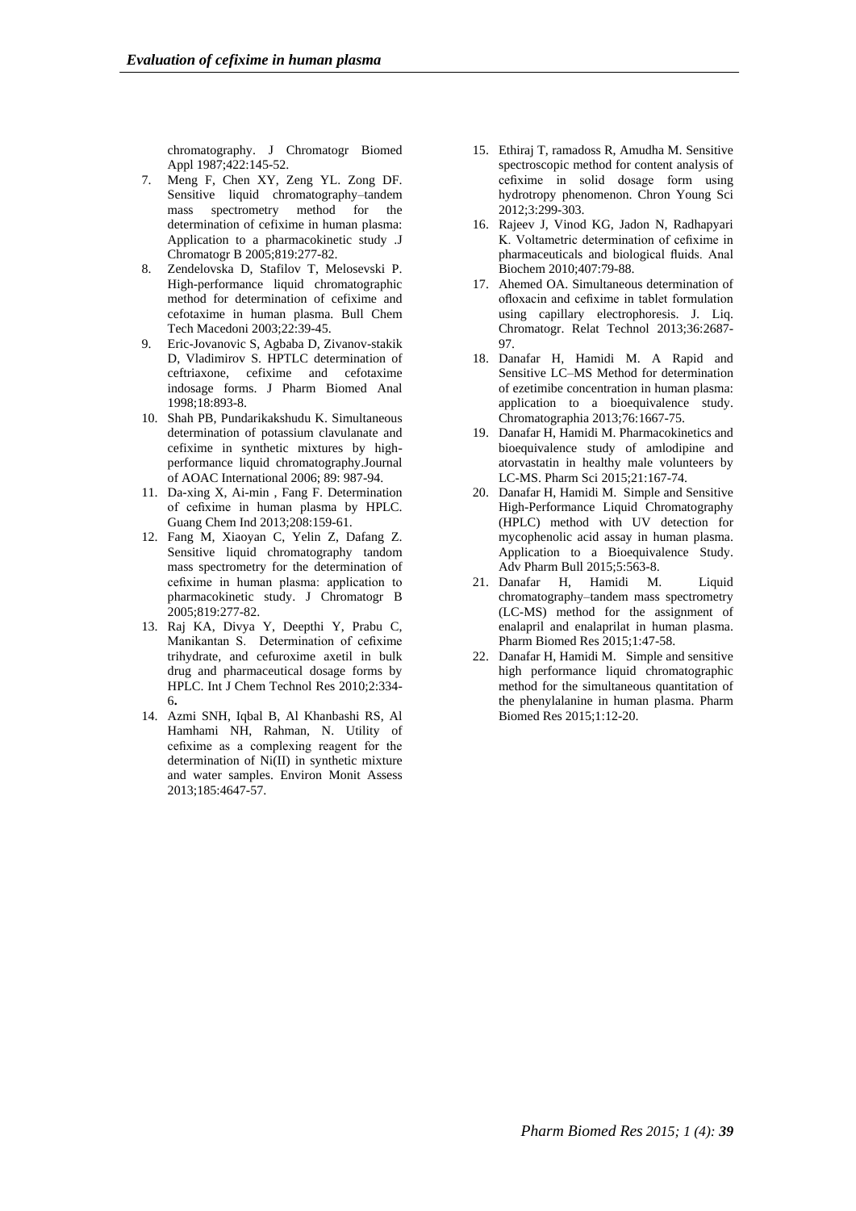chromatography. J Chromatogr Biomed Appl 1987;422:145-52.

7. Meng F, Chen XY, Zeng YL. Zong DF. Sensitive liquid chromatography–tandem mass spectrometry method for the determination of cefixime in human plasma: Application to a pharmacokinetic study .J Chromatogr B 2005;819:277-82.
8. Zendelovska D, Stafilov T, Melosevski P. High-performance liquid chromatographic method for determination of cefixime and cefotaxime in human plasma. Bull Chem Tech Macedoni 2003;22:39-45.
9. Eric-Jovanovic S, Agbaba D, Zivanov-stakik D, Vladimirov S. HPTLC determination of ceftriaxone, cefixime and cefotaxime indosage forms. J Pharm Biomed Anal 1998;18:893-8.
10. Shah PB, Pundarikakshudu K. Simultaneous determination of potassium clavulanate and cefixime in synthetic mixtures by high-performance liquid chromatography.Journal of AOAC International 2006; 89: 987-94.
11. Da-xing X, Ai-min , Fang F. Determination of cefixime in human plasma by HPLC. Guang Chem Ind 2013;208:159-61.
12. Fang M, Xiaoyan C, Yelin Z, Dafang Z. Sensitive liquid chromatography tandom mass spectrometry for the determination of cefixime in human plasma: application to pharmacokinetic study. J Chromatogr B 2005;819:277-82.
13. Raj KA, Divya Y, Deepthi Y, Prabu C, Manikantan S. Determination of cefixime trihydrate, and cefuroxime axetil in bulk drug and pharmaceutical dosage forms by HPLC. Int J Chem Technol Res 2010;2:334-6**.**
14. Azmi SNH, Iqbal B, Al Khanbashi RS, Al Hamhami NH, Rahman, N. Utility of cefixime as a complexing reagent for the determination of Ni(II) in synthetic mixture and water samples. Environ Monit Assess 2013;185:4647-57.
15. Ethiraj T, ramadoss R, Amudha M. Sensitive spectroscopic method for content analysis of cefixime in solid dosage form using hydrotropy phenomenon. Chron Young Sci 2012;3:299-303.
16. Rajeev J, Vinod KG, Jadon N, Radhapyari K. Voltametric determination of cefixime in pharmaceuticals and biological fluids. Anal Biochem 2010;407:79-88.
17. Ahemed OA. Simultaneous determination of ofloxacin and cefixime in tablet formulation using capillary electrophoresis. J. Liq. Chromatogr. Relat Technol 2013;36:2687-97.
18. Danafar H, Hamidi M. A Rapid and Sensitive LC–MS Method for determination of ezetimibe concentration in human plasma: application to a bioequivalence study. Chromatographia 2013;76:1667-75.
19. Danafar H, Hamidi M. Pharmacokinetics and bioequivalence study of amlodipine and atorvastatin in healthy male volunteers by LC-MS. Pharm Sci 2015;21:167-74.
20. Danafar H, Hamidi M. Simple and Sensitive High-Performance Liquid Chromatography (HPLC) method with UV detection for mycophenolic acid assay in human plasma. Application to a Bioequivalence Study. Adv Pharm Bull 2015;5:563-8.
21. Danafar H, Hamidi M. Liquid chromatography–tandem mass spectrometry (LC-MS) method for the assignment of enalapril and enalaprilat in human plasma. Pharm Biomed Res 2015;1:47-58.
22. Danafar H, Hamidi M. Simple and sensitive high performance liquid chromatographic method for the simultaneous quantitation of the phenylalanine in human plasma. Pharm Biomed Res 2015;1:12-20.